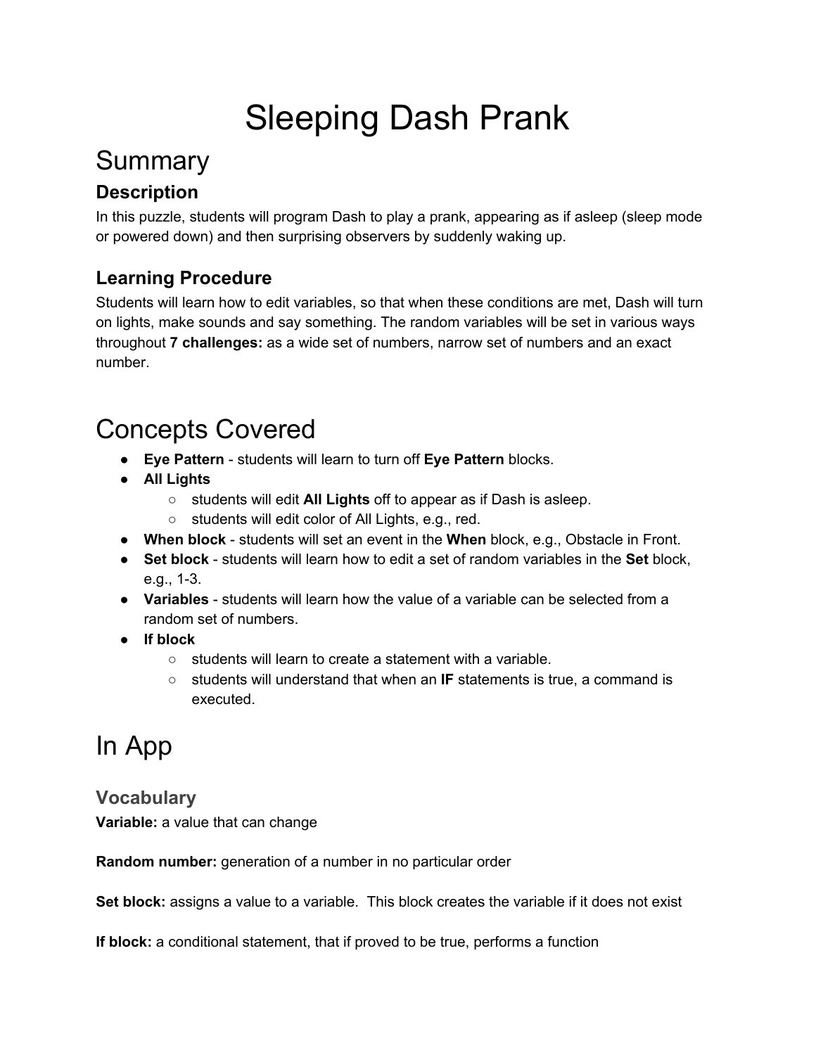# Sleeping Dash Prank

## Summary

### Description

In this puzzle, students will program Dash to play a prank, appearing as if asleep (sleep mode or powered down) and then surprising observers by suddenly waking up.

### Learning Procedure

Students will learn how to edit variables, so that when these conditions are met, Dash will turn on lights, make sounds and say something. The random variables will be set in various ways throughout **7 challenges:** as a wide set of numbers, narrow set of numbers and an exact number.

## Concepts Covered

- **Eye Pattern** - students will learn to turn off **Eye Pattern** blocks.
- **All Lights**
  - students will edit **All Lights** off to appear as if Dash is asleep.
  - students will edit color of All Lights, e.g., red.
- **When block** - students will set an event in the **When** block, e.g., Obstacle in Front.
- **Set block** - students will learn how to edit a set of random variables in the **Set** block, e.g., 1-3.
- **Variables** - students will learn how the value of a variable can be selected from a random set of numbers.
- **If block**
  - students will learn to create a statement with a variable.
  - students will understand that when an **IF** statements is true, a command is executed.

## In App

### Vocabulary

**Variable:** a value that can change

**Random number:** generation of a number in no particular order

**Set block:** assigns a value to a variable. This block creates the variable if it does not exist

**If block:** a conditional statement, that if proved to be true, performs a function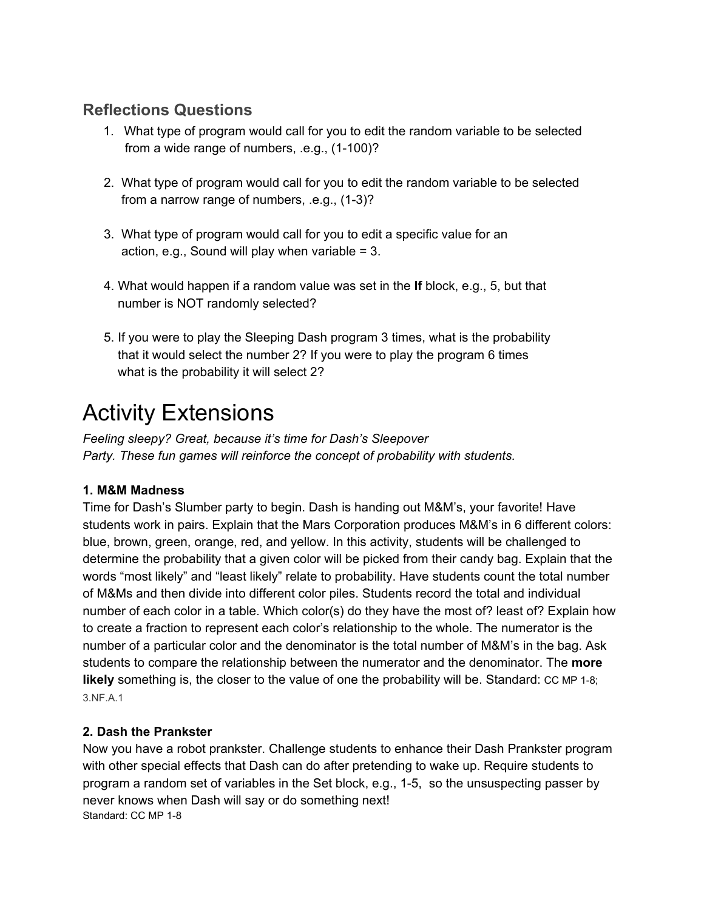### Reflections Questions

1. What type of program would call for you to edit the random variable to be selected from a wide range of numbers, .e.g., (1-100)?

2. What type of program would call for you to edit the random variable to be selected from a narrow range of numbers, .e.g., (1-3)?

3. What type of program would call for you to edit a specific value for an action, e.g., Sound will play when variable = 3.

4. What would happen if a random value was set in the **If** block, e.g., 5, but that number is NOT randomly selected?

5. If you were to play the Sleeping Dash program 3 times, what is the probability that it would select the number 2? If you were to play the program 6 times what is the probability it will select 2?

# Activity Extensions

*Feeling sleepy? Great, because it's time for Dash's Sleepover Party. These fun games will reinforce the concept of probability with students.*

**1. M&M Madness**

Time for Dash's Slumber party to begin. Dash is handing out M&M's, your favorite! Have students work in pairs. Explain that the Mars Corporation produces M&M's in 6 different colors: blue, brown, green, orange, red, and yellow. In this activity, students will be challenged to determine the probability that a given color will be picked from their candy bag. Explain that the words "most likely" and "least likely" relate to probability. Have students count the total number of M&Ms and then divide into different color piles. Students record the total and individual number of each color in a table. Which color(s) do they have the most of? least of? Explain how to create a fraction to represent each color's relationship to the whole. The numerator is the number of a particular color and the denominator is the total number of M&M's in the bag. Ask students to compare the relationship between the numerator and the denominator. The **more likely** something is, the closer to the value of one the probability will be. Standard: CC MP 1-8; 3.NF.A.1

**2. Dash the Prankster**

Now you have a robot prankster. Challenge students to enhance their Dash Prankster program with other special effects that Dash can do after pretending to wake up. Require students to program a random set of variables in the Set block, e.g., 1-5, so the unsuspecting passer by never knows when Dash will say or do something next!

Standard: CC MP 1-8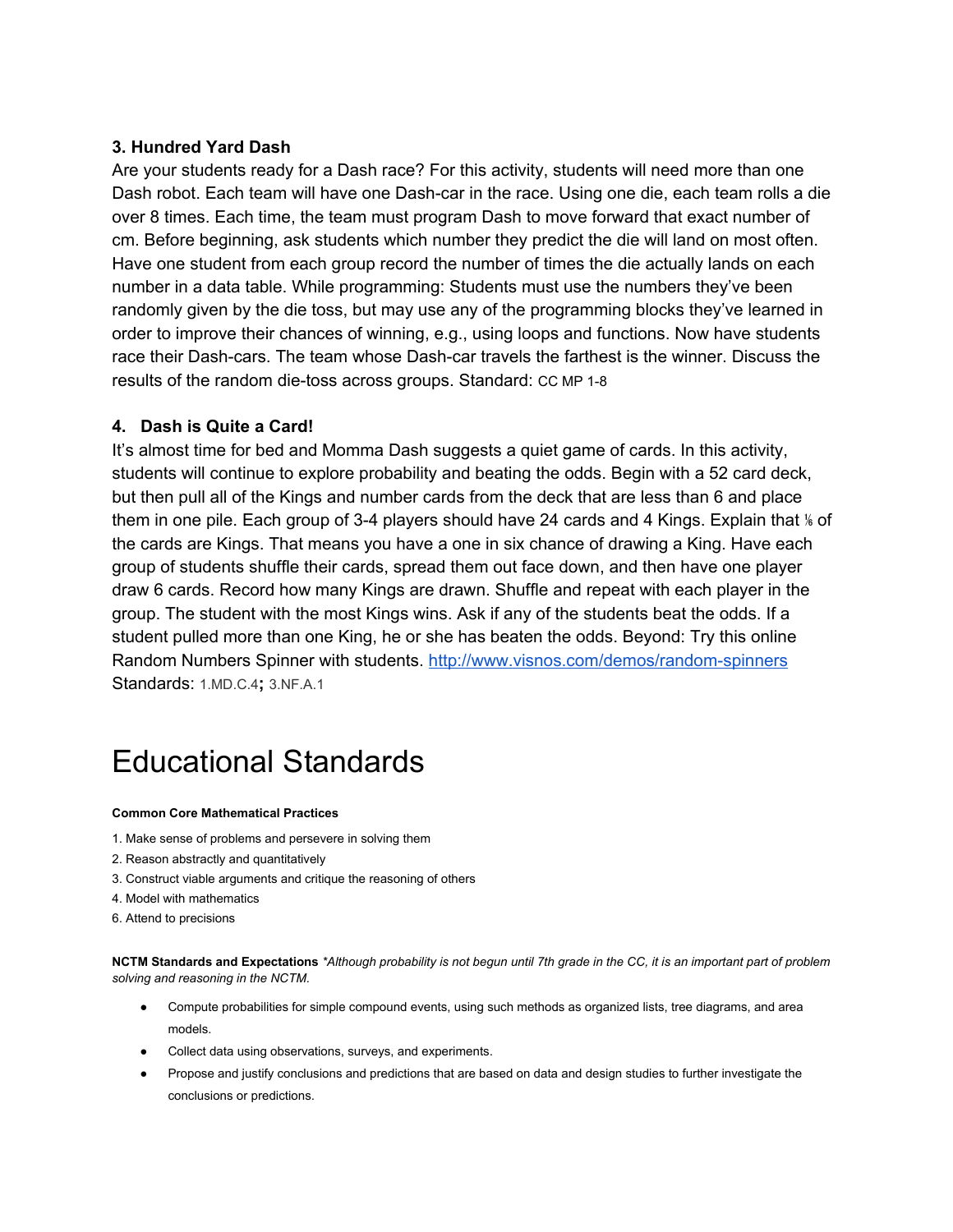### 3. Hundred Yard Dash

Are your students ready for a Dash race? For this activity, students will need more than one Dash robot. Each team will have one Dash-car in the race. Using one die, each team rolls a die over 8 times. Each time, the team must program Dash to move forward that exact number of cm. Before beginning, ask students which number they predict the die will land on most often. Have one student from each group record the number of times the die actually lands on each number in a data table. While programming: Students must use the numbers they've been randomly given by the die toss, but may use any of the programming blocks they've learned in order to improve their chances of winning, e.g., using loops and functions. Now have students race their Dash-cars. The team whose Dash-car travels the farthest is the winner. Discuss the results of the random die-toss across groups. Standard: CC MP 1-8

### 4. Dash is Quite a Card!

It's almost time for bed and Momma Dash suggests a quiet game of cards. In this activity, students will continue to explore probability and beating the odds. Begin with a 52 card deck, but then pull all of the Kings and number cards from the deck that are less than 6 and place them in one pile. Each group of 3-4 players should have 24 cards and 4 Kings. Explain that ⅙ of the cards are Kings. That means you have a one in six chance of drawing a King. Have each group of students shuffle their cards, spread them out face down, and then have one player draw 6 cards. Record how many Kings are drawn. Shuffle and repeat with each player in the group. The student with the most Kings wins. Ask if any of the students beat the odds. If a student pulled more than one King, he or she has beaten the odds. Beyond: Try this online Random Numbers Spinner with students. http://www.visnos.com/demos/random-spinners
Standards: 1.MD.C.4; 3.NF.A.1

# Educational Standards

**Common Core Mathematical Practices**

1. Make sense of problems and persevere in solving them
2. Reason abstractly and quantitatively
3. Construct viable arguments and critique the reasoning of others
4. Model with mathematics
6. Attend to precisions

**NCTM Standards and Expectations** *\*Although probability is not begun until 7th grade in the CC, it is an important part of problem solving and reasoning in the NCTM.*

- Compute probabilities for simple compound events, using such methods as organized lists, tree diagrams, and area models.
- Collect data using observations, surveys, and experiments.
- Propose and justify conclusions and predictions that are based on data and design studies to further investigate the conclusions or predictions.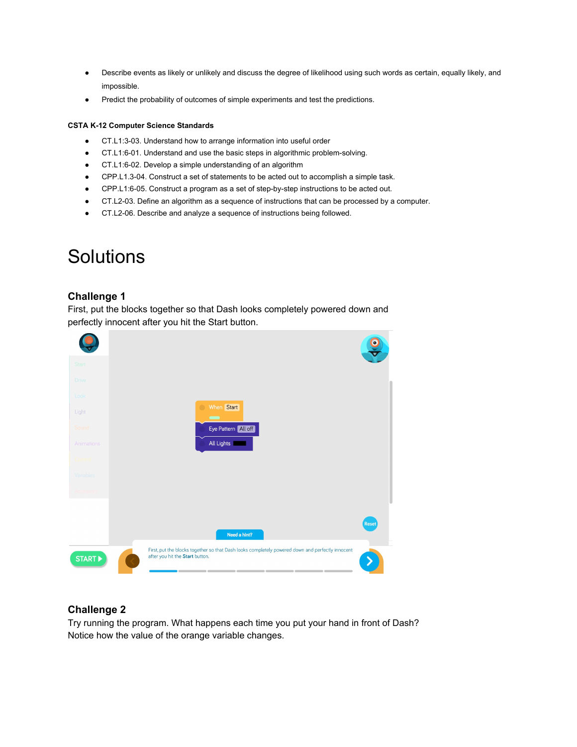- Describe events as likely or unlikely and discuss the degree of likelihood using such words as certain, equally likely, and impossible.
- Predict the probability of outcomes of simple experiments and test the predictions.

**CSTA K-12 Computer Science Standards**

- CT.L1:3-03. Understand how to arrange information into useful order
- CT.L1:6-01. Understand and use the basic steps in algorithmic problem-solving.
- CT.L1:6-02. Develop a simple understanding of an algorithm
- CPP.L1.3-04. Construct a set of statements to be acted out to accomplish a simple task.
- CPP.L1:6-05. Construct a program as a set of step-by-step instructions to be acted out.
- CT.L2-03. Define an algorithm as a sequence of instructions that can be processed by a computer.
- CT.L2-06. Describe and analyze a sequence of instructions being followed.

# Solutions

## Challenge 1

First, put the blocks together so that Dash looks completely powered down and perfectly innocent after you hit the Start button.

## Challenge 2

Try running the program. What happens each time you put your hand in front of Dash? Notice how the value of the orange variable changes.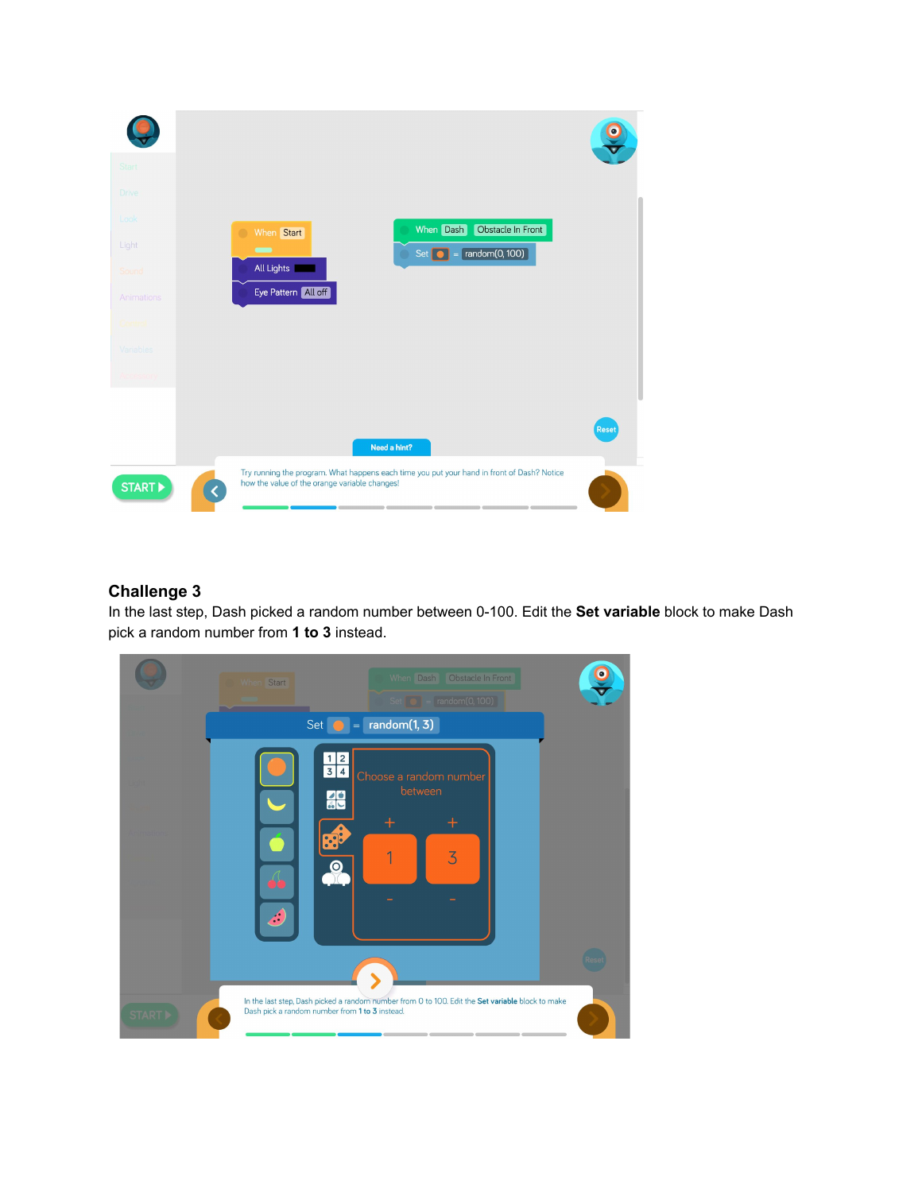## Challenge 3

In the last step, Dash picked a random number between 0-100. Edit the **Set variable** block to make Dash pick a random number from **1 to 3** instead.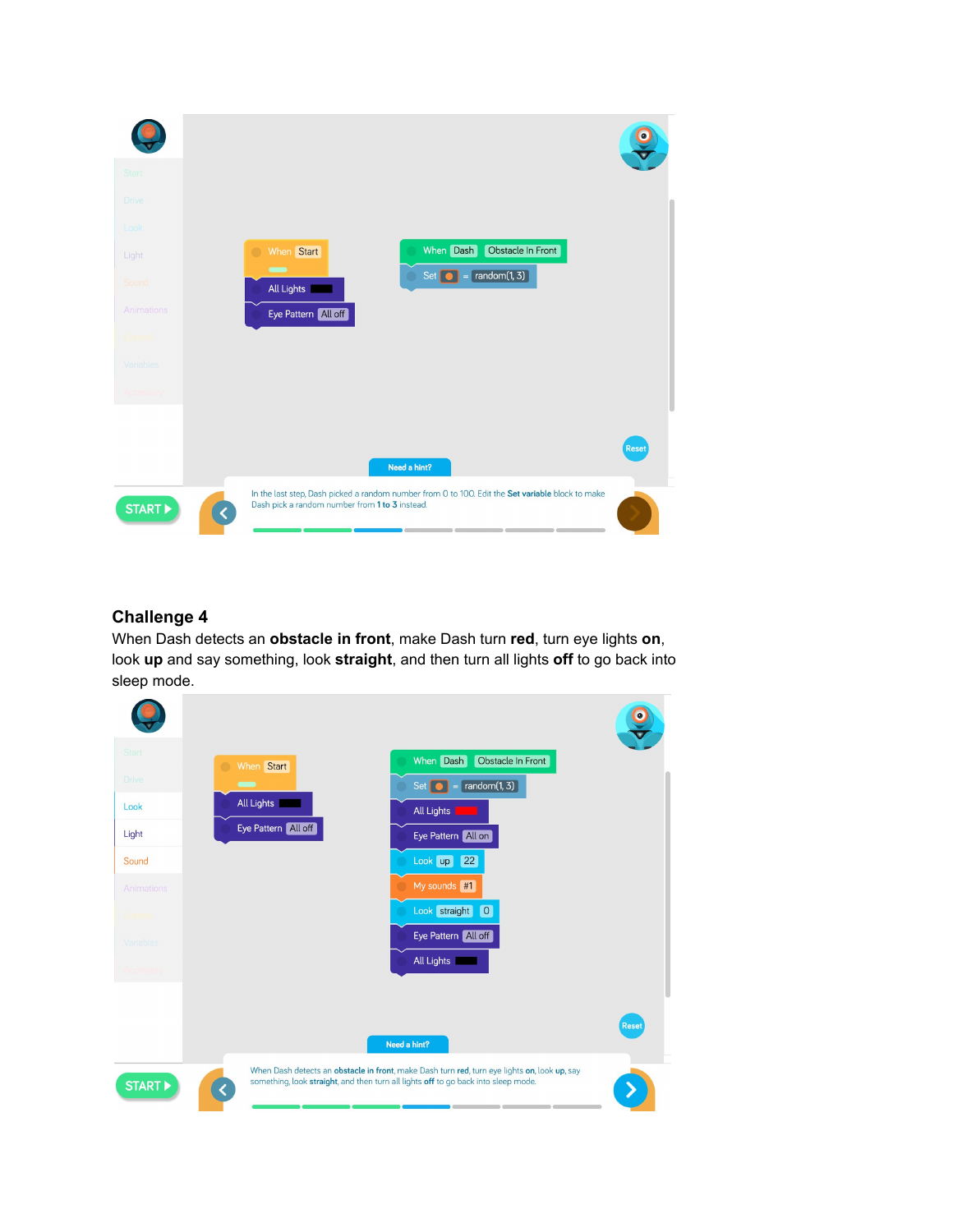Start

Drive

Look

Light

Sound

Animations

When Start

All Lights

Eye Pattern All off

When Dash Obstacle In Front

Set = random(1, 3)

Reset

Need a hint?

START

In the last step, Dash picked a random number from 0 to 100. Edit the **Set variable** block to make Dash pick a random number from **1 to 3** instead.

### Challenge 4

When Dash detects an **obstacle in front**, make Dash turn **red**, turn eye lights **on**, look **up** and say something, look **straight**, and then turn all lights **off** to go back into sleep mode.

Start

Drive

Look

Light

Sound

Animations

When Start

All Lights

Eye Pattern All off

When Dash Obstacle In Front

Set = random(1, 3)

All Lights

Eye Pattern All on

Look up 22

My sounds #1

Look straight 0

Eye Pattern All off

All Lights

Reset

Need a hint?

START

When Dash detects an **obstacle in front**, make Dash turn **red**, turn eye lights **on**, look **up**, say something, look **straight**, and then turn all lights **off** to go back into sleep mode.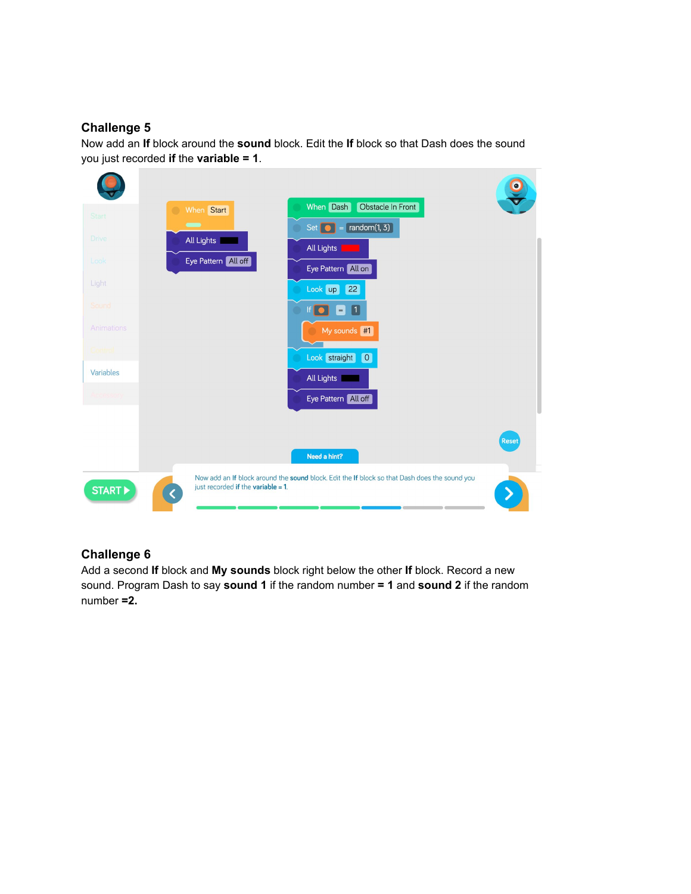## Challenge 5

Now add an **If** block around the **sound** block. Edit the **If** block so that Dash does the sound you just recorded **if** the **variable = 1**.

## Challenge 6

Add a second **If** block and **My sounds** block right below the other **If** block. Record a new sound. Program Dash to say **sound 1** if the random number **= 1** and **sound 2** if the random number **=2.**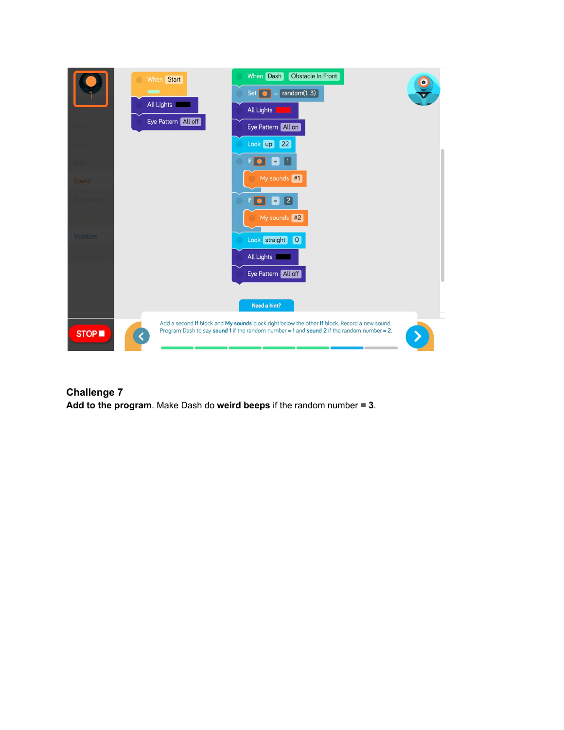**Challenge 7**

**Add to the program**. Make Dash do **weird beeps** if the random number **= 3**.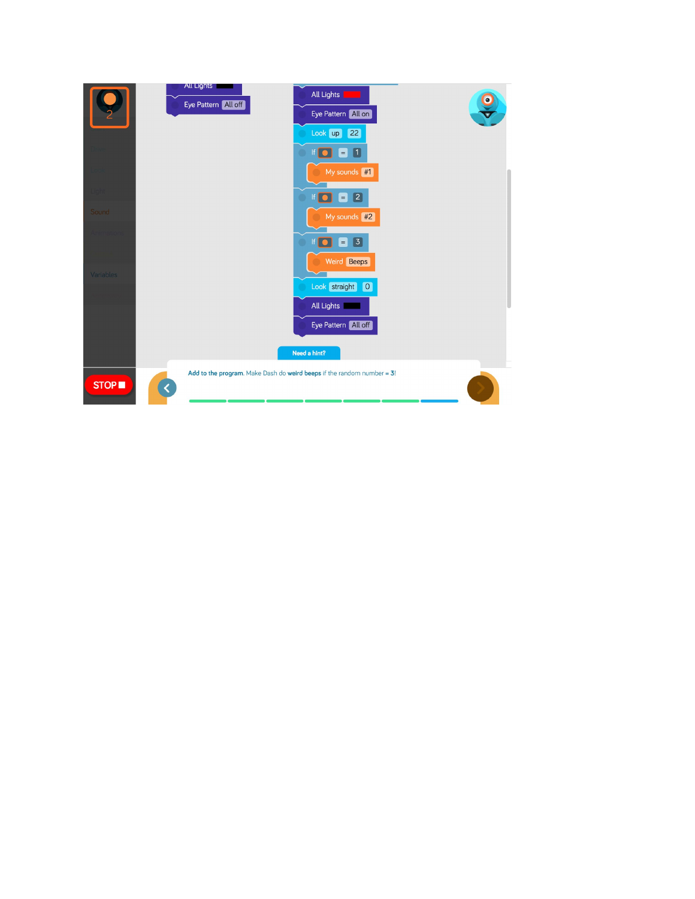All Lights

Eye Pattern All off

All Lights

Eye Pattern All on

Look up 22

If = 1

My sounds #1

If = 2

My sounds #2

If = 3

Weird Beeps

Look straight 0

All Lights

Eye Pattern All off

Need a hint?

STOP

Add to the program. Make Dash do weird beeps if the random number = 3!